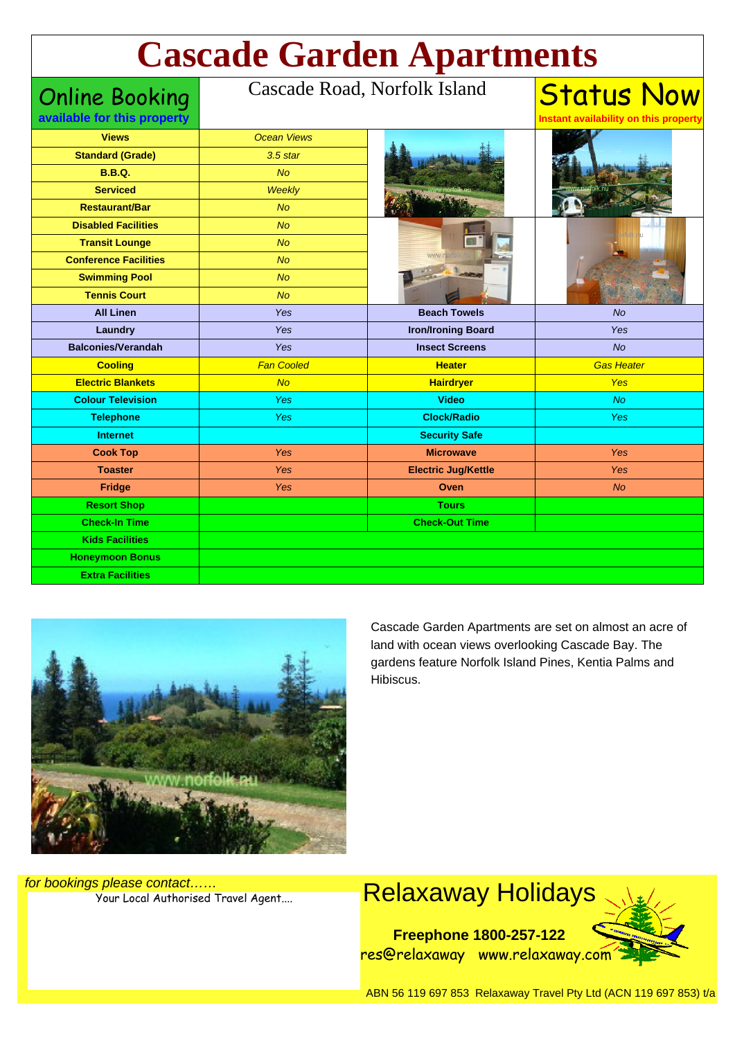# Cascade Garden Apartments

**Online Booking**
**available for this property**

Cascade Road, Norfolk Island

**Status Now**
**Instant availability on this property**

| | | | |
|---|---|---|---|
| **Views** | *Ocean Views* | | |
| **Standard (Grade)** | *3.5 star* | | |
| **B.B.Q.** | *No* | | |
| **Serviced** | *Weekly* | | |
| **Restaurant/Bar** | *No* | | |
| **Disabled Facilities** | *No* | | |
| **Transit Lounge** | *No* | | |
| **Conference Facilities** | *No* | | |
| **Swimming Pool** | *No* | | |
| **Tennis Court** | *No* | | |
| **All Linen** | *Yes* | **Beach Towels** | *No* |
| **Laundry** | *Yes* | **Iron/Ironing Board** | *Yes* |
| **Balconies/Verandah** | *Yes* | **Insect Screens** | *No* |
| **Cooling** | *Fan Cooled* | **Heater** | *Gas Heater* |
| **Electric Blankets** | *No* | **Hairdryer** | *Yes* |
| **Colour Television** | *Yes* | **Video** | *No* |
| **Telephone** | *Yes* | **Clock/Radio** | *Yes* |
| **Internet** | | **Security Safe** | |
| **Cook Top** | *Yes* | **Microwave** | *Yes* |
| **Toaster** | *Yes* | **Electric Jug/Kettle** | *Yes* |
| **Fridge** | *Yes* | **Oven** | *No* |
| **Resort Shop** | | **Tours** | |
| **Check-In Time** | | **Check-Out Time** | |
| **Kids Facilities** | | | |
| **Honeymoon Bonus** | | | |
| **Extra Facilities** | | | |

Cascade Garden Apartments are set on almost an acre of land with ocean views overlooking Cascade Bay. The gardens feature Norfolk Island Pines, Kentia Palms and Hibiscus.

*for bookings please contact……*

Your Local Authorised Travel Agent....

## Relaxaway Holidays

**Freephone 1800-257-122**

res@relaxaway www.relaxaway.com

ABN 56 119 697 853 Relaxaway Travel Pty Ltd (ACN 119 697 853) t/a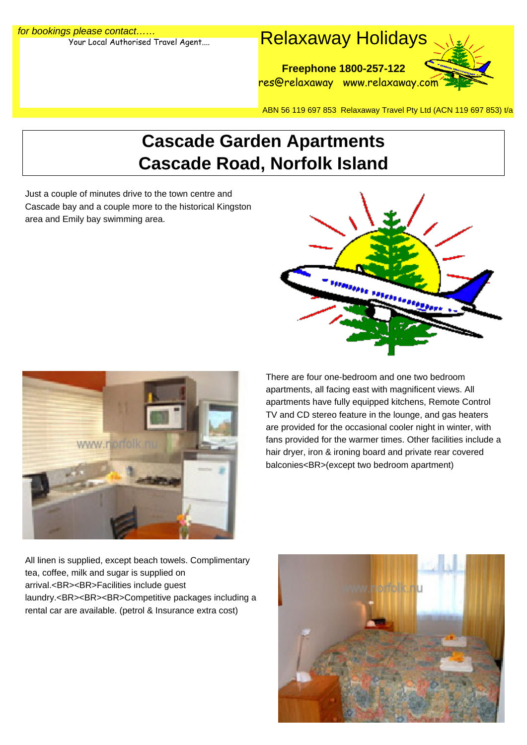*for bookings please contact……*

Your Local Authorised Travel Agent....

Relaxaway Holidays

**Freephone 1800-257-122**

res@relaxaway www.relaxaway.com

ABN 56 119 697 853 Relaxaway Travel Pty Ltd (ACN 119 697 853) t/a

# Cascade Garden Apartments
# Cascade Road, Norfolk Island

Just a couple of minutes drive to the town centre and Cascade bay and a couple more to the historical Kingston area and Emily bay swimming area.

There are four one-bedroom and one two bedroom apartments, all facing east with magnificent views. All apartments have fully equipped kitchens, Remote Control TV and CD stereo feature in the lounge, and gas heaters are provided for the occasional cooler night in winter, with fans provided for the warmer times. Other facilities include a hair dryer, iron & ironing board and private rear covered balconies<BR>(except two bedroom apartment)

All linen is supplied, except beach towels. Complimentary tea, coffee, milk and sugar is supplied on arrival.<BR><BR>Facilities include guest laundry.<BR><BR><BR>Competitive packages including a rental car are available. (petrol & Insurance extra cost)